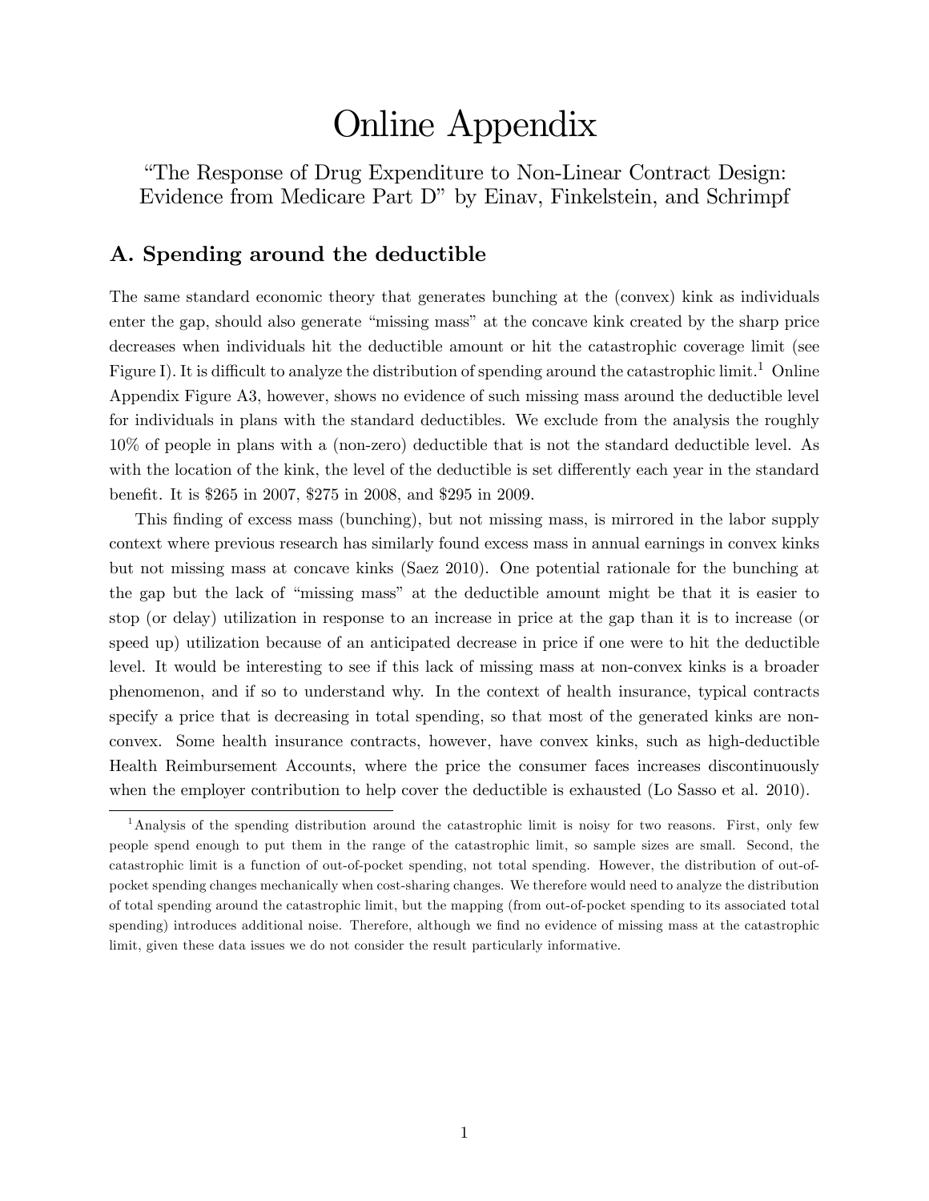# Online Appendix

"The Response of Drug Expenditure to Non-Linear Contract Design: Evidence from Medicare Part D" by Einav, Finkelstein, and Schrimpf

## A. Spending around the deductible

The same standard economic theory that generates bunching at the (convex) kink as individuals enter the gap, should also generate "missing mass" at the concave kink created by the sharp price decreases when individuals hit the deductible amount or hit the catastrophic coverage limit (see Figure I). It is difficult to analyze the distribution of spending around the catastrophic limit.[1] Online Appendix Figure A3, however, shows no evidence of such missing mass around the deductible level for individuals in plans with the standard deductibles. We exclude from the analysis the roughly 10% of people in plans with a (non-zero) deductible that is not the standard deductible level. As with the location of the kink, the level of the deductible is set differently each year in the standard benefit. It is $265 in 2007, $275 in 2008, and $295 in 2009.

This finding of excess mass (bunching), but not missing mass, is mirrored in the labor supply context where previous research has similarly found excess mass in annual earnings in convex kinks but not missing mass at concave kinks (Saez 2010). One potential rationale for the bunching at the gap but the lack of "missing mass" at the deductible amount might be that it is easier to stop (or delay) utilization in response to an increase in price at the gap than it is to increase (or speed up) utilization because of an anticipated decrease in price if one were to hit the deductible level. It would be interesting to see if this lack of missing mass at non-convex kinks is a broader phenomenon, and if so to understand why. In the context of health insurance, typical contracts specify a price that is decreasing in total spending, so that most of the generated kinks are non-convex. Some health insurance contracts, however, have convex kinks, such as high-deductible Health Reimbursement Accounts, where the price the consumer faces increases discontinuously when the employer contribution to help cover the deductible is exhausted (Lo Sasso et al. 2010).

[1] Analysis of the spending distribution around the catastrophic limit is noisy for two reasons. First, only few people spend enough to put them in the range of the catastrophic limit, so sample sizes are small. Second, the catastrophic limit is a function of out-of-pocket spending, not total spending. However, the distribution of out-of-pocket spending changes mechanically when cost-sharing changes. We therefore would need to analyze the distribution of total spending around the catastrophic limit, but the mapping (from out-of-pocket spending to its associated total spending) introduces additional noise. Therefore, although we find no evidence of missing mass at the catastrophic limit, given these data issues we do not consider the result particularly informative.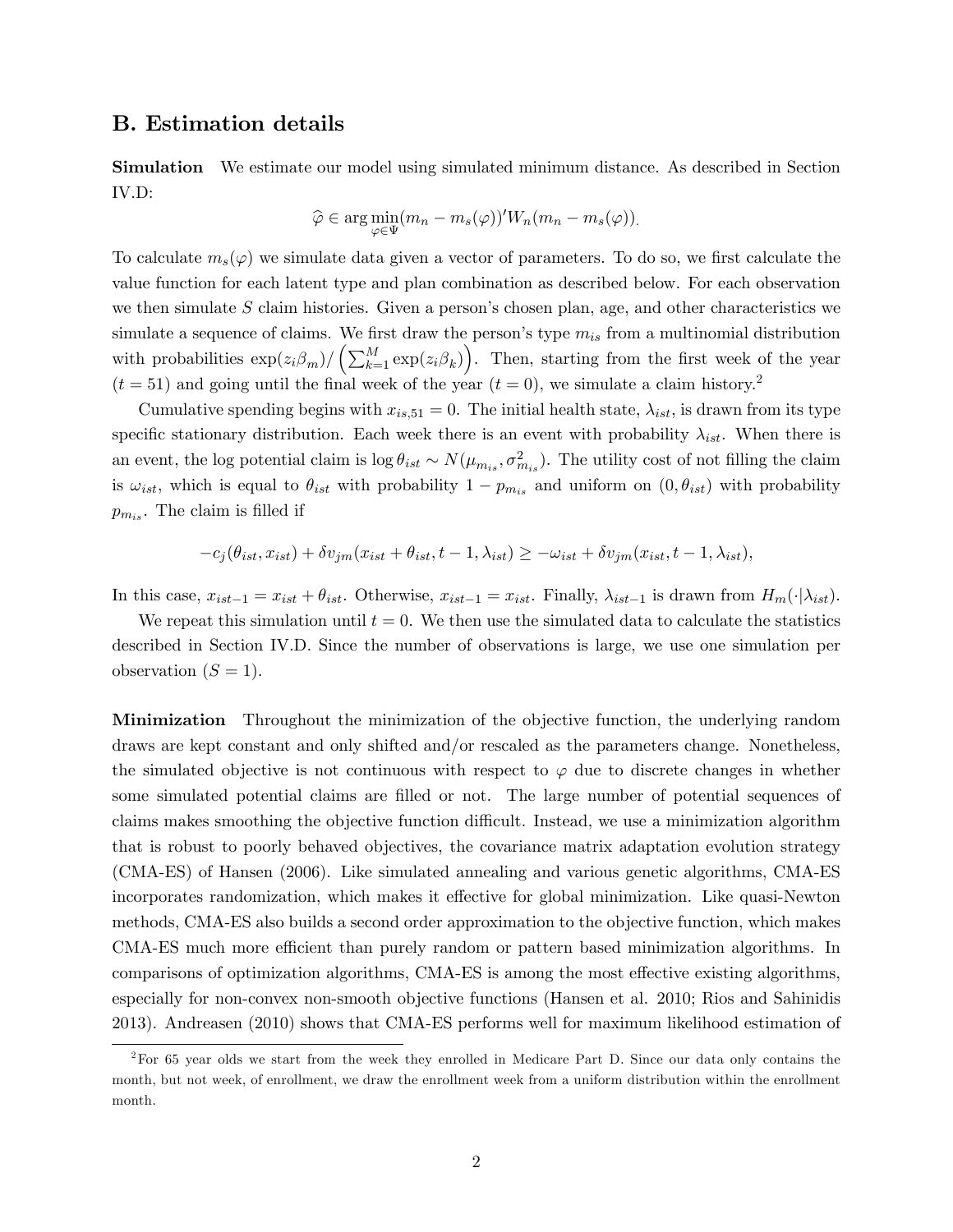## B. Estimation details

**Simulation** We estimate our model using simulated minimum distance. As described in Section IV.D:

$$\widehat{\varphi} \in \arg\min_{\varphi \in \Psi} (m_n - m_s(\varphi))' W_n (m_n - m_s(\varphi)).$$

To calculate $m_s(\varphi)$ we simulate data given a vector of parameters. To do so, we first calculate the value function for each latent type and plan combination as described below. For each observation we then simulate $S$ claim histories. Given a person's chosen plan, age, and other characteristics we simulate a sequence of claims. We first draw the person's type $m_{is}$ from a multinomial distribution with probabilities $\exp(z_i\beta_m)/\left(\sum_{k=1}^{M}\exp(z_i\beta_k)\right)$. Then, starting from the first week of the year ($t = 51$) and going until the final week of the year ($t = 0$), we simulate a claim history.[2]

Cumulative spending begins with $x_{is,51} = 0$. The initial health state, $\lambda_{ist}$, is drawn from its type specific stationary distribution. Each week there is an event with probability $\lambda_{ist}$. When there is an event, the log potential claim is $\log\theta_{ist} \sim N(\mu_{m_{is}}, \sigma^2_{m_{is}})$. The utility cost of not filling the claim is $\omega_{ist}$, which is equal to $\theta_{ist}$ with probability $1 - p_{m_{is}}$ and uniform on $(0, \theta_{ist})$ with probability $p_{m_{is}}$. The claim is filled if

$$-c_j(\theta_{ist}, x_{ist}) + \delta v_{jm}(x_{ist} + \theta_{ist}, t-1, \lambda_{ist}) \geq -\omega_{ist} + \delta v_{jm}(x_{ist}, t-1, \lambda_{ist}),$$

In this case, $x_{ist-1} = x_{ist} + \theta_{ist}$. Otherwise, $x_{ist-1} = x_{ist}$. Finally, $\lambda_{ist-1}$ is drawn from $H_m(\cdot|\lambda_{ist})$.

We repeat this simulation until $t = 0$. We then use the simulated data to calculate the statistics described in Section IV.D. Since the number of observations is large, we use one simulation per observation ($S = 1$).

**Minimization** Throughout the minimization of the objective function, the underlying random draws are kept constant and only shifted and/or rescaled as the parameters change. Nonetheless, the simulated objective is not continuous with respect to $\varphi$ due to discrete changes in whether some simulated potential claims are filled or not. The large number of potential sequences of claims makes smoothing the objective function difficult. Instead, we use a minimization algorithm that is robust to poorly behaved objectives, the covariance matrix adaptation evolution strategy (CMA-ES) of Hansen (2006). Like simulated annealing and various genetic algorithms, CMA-ES incorporates randomization, which makes it effective for global minimization. Like quasi-Newton methods, CMA-ES also builds a second order approximation to the objective function, which makes CMA-ES much more efficient than purely random or pattern based minimization algorithms. In comparisons of optimization algorithms, CMA-ES is among the most effective existing algorithms, especially for non-convex non-smooth objective functions (Hansen et al. 2010; Rios and Sahinidis 2013). Andreasen (2010) shows that CMA-ES performs well for maximum likelihood estimation of

[2] For 65 year olds we start from the week they enrolled in Medicare Part D. Since our data only contains the month, but not week, of enrollment, we draw the enrollment week from a uniform distribution within the enrollment month.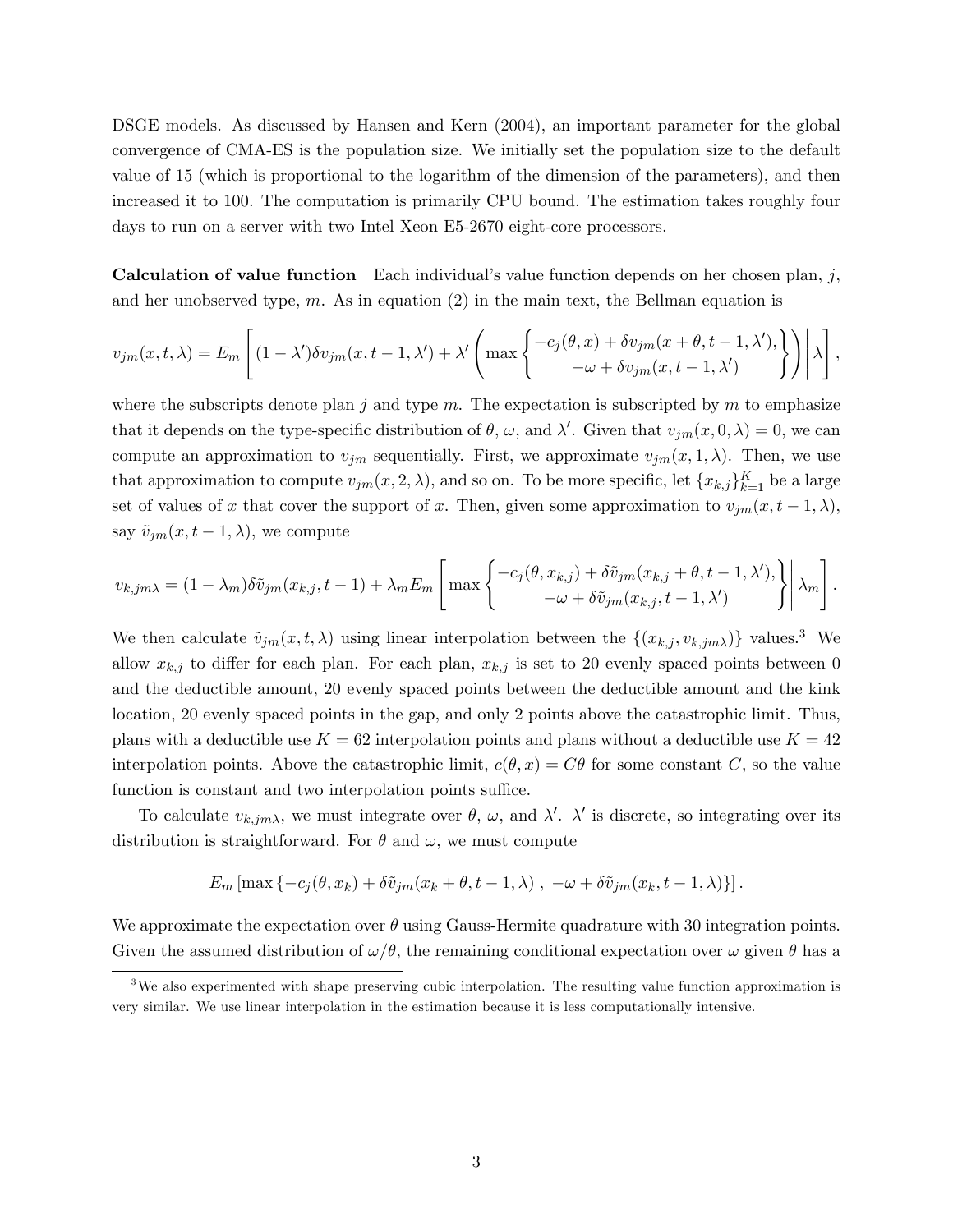DSGE models. As discussed by Hansen and Kern (2004), an important parameter for the global convergence of CMA-ES is the population size. We initially set the population size to the default value of 15 (which is proportional to the logarithm of the dimension of the parameters), and then increased it to 100. The computation is primarily CPU bound. The estimation takes roughly four days to run on a server with two Intel Xeon E5-2670 eight-core processors.

**Calculation of value function** Each individual's value function depends on her chosen plan, $j$, and her unobserved type, $m$. As in equation (2) in the main text, the Bellman equation is

$$v_{jm}(x,t,\lambda) = E_m \left[ (1-\lambda')\delta v_{jm}(x,t-1,\lambda') + \lambda' \left( \max \begin{Bmatrix} -c_j(\theta,x) + \delta v_{jm}(x+\theta,t-1,\lambda'), \\ -\omega + \delta v_{jm}(x,t-1,\lambda') \end{Bmatrix} \right) \middle| \lambda \right],$$

where the subscripts denote plan $j$ and type $m$. The expectation is subscripted by $m$ to emphasize that it depends on the type-specific distribution of $\theta$, $\omega$, and $\lambda'$. Given that $v_{jm}(x,0,\lambda) = 0$, we can compute an approximation to $v_{jm}$ sequentially. First, we approximate $v_{jm}(x,1,\lambda)$. Then, we use that approximation to compute $v_{jm}(x,2,\lambda)$, and so on. To be more specific, let $\{x_{k,j}\}_{k=1}^{K}$ be a large set of values of $x$ that cover the support of $x$. Then, given some approximation to $v_{jm}(x,t-1,\lambda)$, say $\tilde{v}_{jm}(x,t-1,\lambda)$, we compute

$$v_{k,jm\lambda} = (1-\lambda_m)\delta\tilde{v}_{jm}(x_{k,j},t-1) + \lambda_m E_m \left[ \max \begin{Bmatrix} -c_j(\theta,x_{k,j}) + \delta\tilde{v}_{jm}(x_{k,j}+\theta,t-1,\lambda'), \\ -\omega + \delta\tilde{v}_{jm}(x_{k,j},t-1,\lambda') \end{Bmatrix} \middle| \lambda_m \right].$$

We then calculate $\tilde{v}_{jm}(x,t,\lambda)$ using linear interpolation between the $\{(x_{k,j}, v_{k,jm\lambda})\}$ values.[3] We allow $x_{k,j}$ to differ for each plan. For each plan, $x_{k,j}$ is set to 20 evenly spaced points between 0 and the deductible amount, 20 evenly spaced points between the deductible amount and the kink location, 20 evenly spaced points in the gap, and only 2 points above the catastrophic limit. Thus, plans with a deductible use $K = 62$ interpolation points and plans without a deductible use $K = 42$ interpolation points. Above the catastrophic limit, $c(\theta,x) = C\theta$ for some constant $C$, so the value function is constant and two interpolation points suffice.

To calculate $v_{k,jm\lambda}$, we must integrate over $\theta$, $\omega$, and $\lambda'$. $\lambda'$ is discrete, so integrating over its distribution is straightforward. For $\theta$ and $\omega$, we must compute

$$E_m \left[ \max\left\{ -c_j(\theta,x_k) + \delta\tilde{v}_{jm}(x_k+\theta,t-1,\lambda) \, , \, -\omega + \delta\tilde{v}_{jm}(x_k,t-1,\lambda) \right\} \right].$$

We approximate the expectation over $\theta$ using Gauss-Hermite quadrature with 30 integration points. Given the assumed distribution of $\omega/\theta$, the remaining conditional expectation over $\omega$ given $\theta$ has a

[3] We also experimented with shape preserving cubic interpolation. The resulting value function approximation is very similar. We use linear interpolation in the estimation because it is less computationally intensive.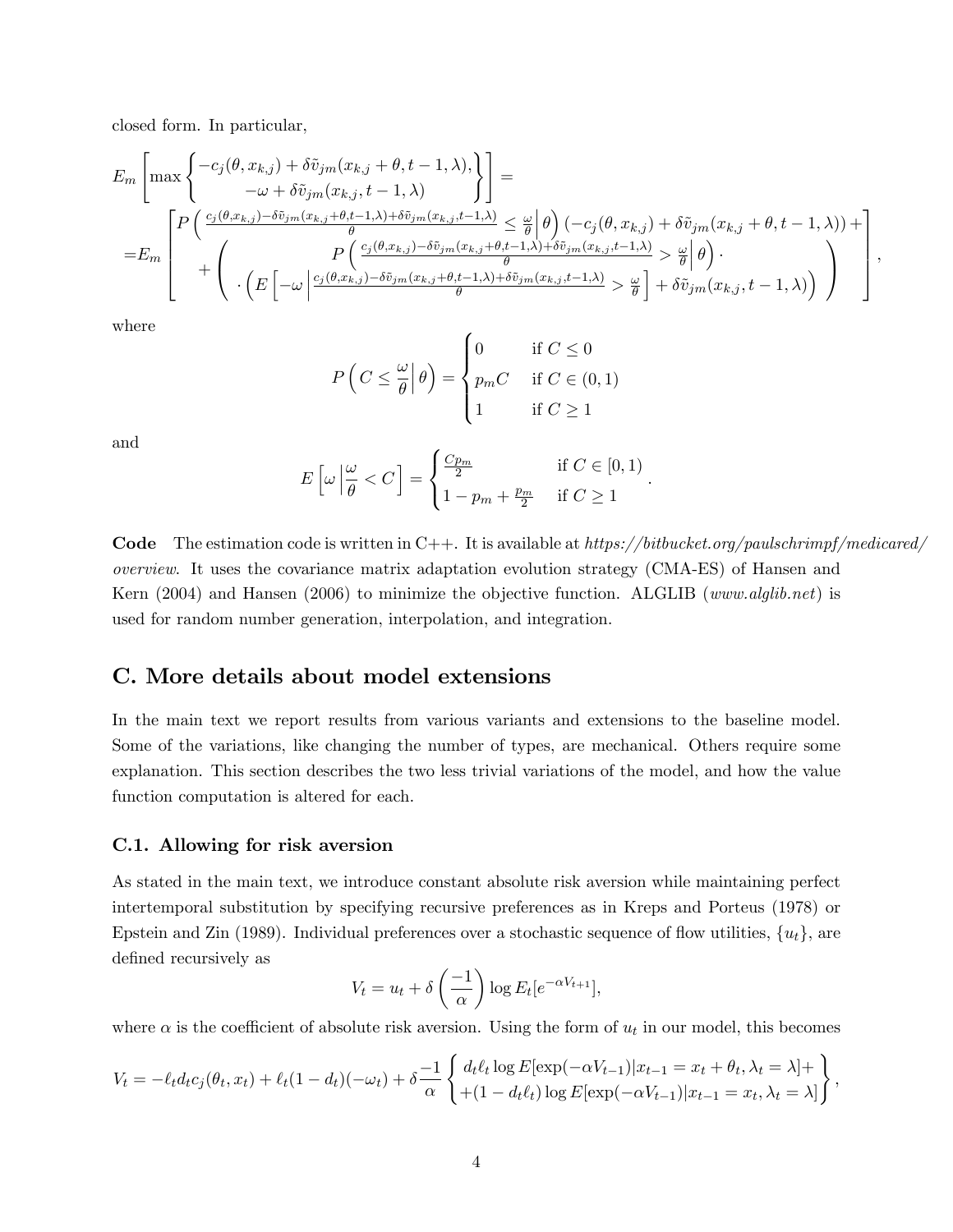closed form. In particular,

$$
E_m \left[ \max \begin{Bmatrix} -c_j(\theta, x_{k,j}) + \delta \tilde{v}_{jm}(x_{k,j} + \theta, t-1, \lambda), \\ -\omega + \delta \tilde{v}_{jm}(x_{k,j}, t-1, \lambda) \end{Bmatrix} \right] =
$$

$$
= E_m \left[ \begin{array}{c} P\left( \frac{c_j(\theta, x_{k,j}) - \delta \tilde{v}_{jm}(x_{k,j}+\theta, t-1, \lambda) + \delta \tilde{v}_{jm}(x_{k,j}, t-1, \lambda)}{\theta} \leq \frac{\omega}{\theta} \Big| \, \theta \right) \left( -c_j(\theta, x_{k,j}) + \delta \tilde{v}_{jm}(x_{k,j} + \theta, t-1, \lambda) \right) + \\ + \left( \begin{array}{c} P\left( \frac{c_j(\theta, x_{k,j}) - \delta \tilde{v}_{jm}(x_{k,j}+\theta, t-1, \lambda) + \delta \tilde{v}_{jm}(x_{k,j}, t-1, \lambda)}{\theta} > \frac{\omega}{\theta} \Big| \, \theta \right) \cdot \\ \cdot \left( E\left[ -\omega \, \Big| \, \frac{c_j(\theta, x_{k,j}) - \delta \tilde{v}_{jm}(x_{k,j}+\theta, t-1, \lambda) + \delta \tilde{v}_{jm}(x_{k,j}, t-1, \lambda)}{\theta} > \frac{\omega}{\theta} \right] + \delta \tilde{v}_{jm}(x_{k,j}, t-1, \lambda) \right) \end{array} \right) \end{array} \right],
$$

where

$$
P\left( C \leq \frac{\omega}{\theta} \Big| \, \theta \right) = \begin{cases} 0 & \text{if } C \leq 0 \\ p_m C & \text{if } C \in (0, 1) \\ 1 & \text{if } C \geq 1 \end{cases}
$$

and

$$
E\left[ \omega \, \Big| \frac{\omega}{\theta} < C \right] = \begin{cases} \frac{C p_m}{2} & \text{if } C \in [0, 1) \\ 1 - p_m + \frac{p_m}{2} & \text{if } C \geq 1 \end{cases}.
$$

**Code** The estimation code is written in C++. It is available at *https://bitbucket.org/paulschrimpf/medicared/overview*. It uses the covariance matrix adaptation evolution strategy (CMA-ES) of Hansen and Kern (2004) and Hansen (2006) to minimize the objective function. ALGLIB (*www.alglib.net*) is used for random number generation, interpolation, and integration.

## C. More details about model extensions

In the main text we report results from various variants and extensions to the baseline model. Some of the variations, like changing the number of types, are mechanical. Others require some explanation. This section describes the two less trivial variations of the model, and how the value function computation is altered for each.

### C.1. Allowing for risk aversion

As stated in the main text, we introduce constant absolute risk aversion while maintaining perfect intertemporal substitution by specifying recursive preferences as in Kreps and Porteus (1978) or Epstein and Zin (1989). Individual preferences over a stochastic sequence of flow utilities, $\{u_t\}$, are defined recursively as

$$
V_t = u_t + \delta \left( \frac{-1}{\alpha} \right) \log E_t[e^{-\alpha V_{t+1}}],
$$

where $\alpha$ is the coefficient of absolute risk aversion. Using the form of $u_t$ in our model, this becomes

$$
V_t = -\ell_t d_t c_j(\theta_t, x_t) + \ell_t(1 - d_t)(-\omega_t) + \delta \frac{-1}{\alpha} \begin{Bmatrix} d_t \ell_t \log E[\exp(-\alpha V_{t-1}) | x_{t-1} = x_t + \theta_t, \lambda_t = \lambda] + \\ +(1 - d_t \ell_t) \log E[\exp(-\alpha V_{t-1}) | x_{t-1} = x_t, \lambda_t = \lambda] \end{Bmatrix},
$$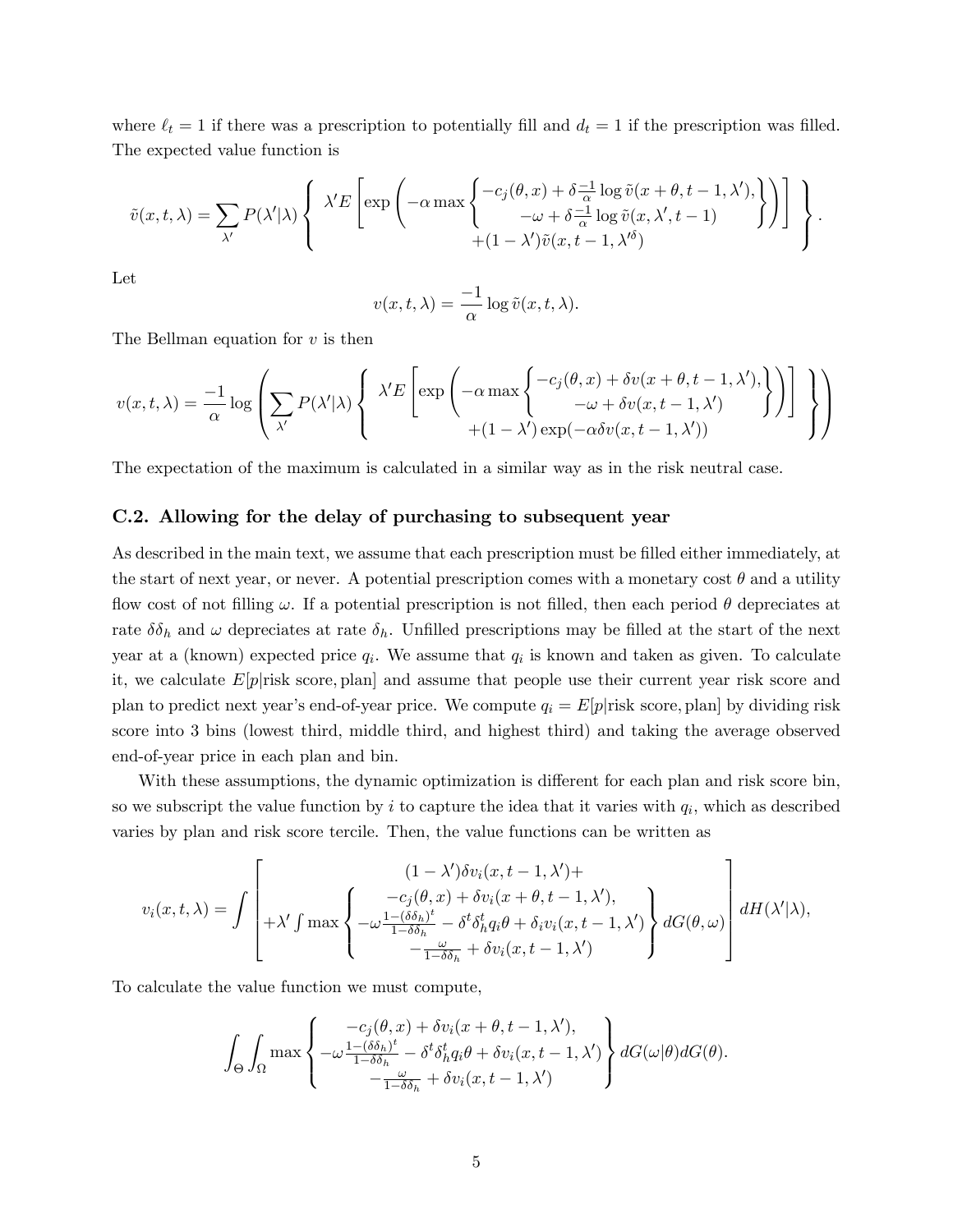where $\ell_t = 1$ if there was a prescription to potentially fill and $d_t = 1$ if the prescription was filled. The expected value function is

$$\tilde{v}(x,t,\lambda) = \sum_{\lambda'} P(\lambda'|\lambda) \left\{ \begin{array}{c} \lambda' E\left[ \exp\left( -\alpha \max \left\{ \begin{array}{c} -c_j(\theta,x) + \delta \frac{-1}{\alpha} \log \tilde{v}(x+\theta, t-1, \lambda'), \\ -\omega + \delta \frac{-1}{\alpha} \log \tilde{v}(x, \lambda', t-1) \end{array} \right\} \right) \right] \\ +(1-\lambda')\tilde{v}(x,t-1,\lambda'^{\delta}) \end{array} \right\}.$$

Let

$$v(x,t,\lambda) = \frac{-1}{\alpha} \log \tilde{v}(x,t,\lambda).$$

The Bellman equation for $v$ is then

$$v(x,t,\lambda) = \frac{-1}{\alpha} \log \left( \sum_{\lambda'} P(\lambda'|\lambda) \left\{ \begin{array}{c} \lambda' E\left[ \exp\left( -\alpha \max \left\{ \begin{array}{c} -c_j(\theta,x) + \delta v(x+\theta,t-1,\lambda'), \\ -\omega + \delta v(x,t-1,\lambda') \end{array} \right\} \right) \right] \\ +(1-\lambda')\exp(-\alpha \delta v(x,t-1,\lambda')) \end{array} \right\} \right)$$

The expectation of the maximum is calculated in a similar way as in the risk neutral case.

## C.2. Allowing for the delay of purchasing to subsequent year

As described in the main text, we assume that each prescription must be filled either immediately, at the start of next year, or never. A potential prescription comes with a monetary cost $\theta$ and a utility flow cost of not filling $\omega$. If a potential prescription is not filled, then each period $\theta$ depreciates at rate $\delta\delta_h$ and $\omega$ depreciates at rate $\delta_h$. Unfilled prescriptions may be filled at the start of the next year at a (known) expected price $q_i$. We assume that $q_i$ is known and taken as given. To calculate it, we calculate $E[p|\text{risk score, plan}]$ and assume that people use their current year risk score and plan to predict next year's end-of-year price. We compute $q_i = E[p|\text{risk score, plan}]$ by dividing risk score into 3 bins (lowest third, middle third, and highest third) and taking the average observed end-of-year price in each plan and bin.

With these assumptions, the dynamic optimization is different for each plan and risk score bin, so we subscript the value function by $i$ to capture the idea that it varies with $q_i$, which as described varies by plan and risk score tercile. Then, the value functions can be written as

$$v_i(x,t,\lambda) = \int \left[ \begin{array}{c} (1-\lambda')\delta v_i(x,t-1,\lambda') + \\ +\lambda' \int \max \left\{ \begin{array}{c} -c_j(\theta,x) + \delta v_i(x+\theta,t-1,\lambda'), \\ -\omega \frac{1-(\delta\delta_h)^t}{1-\delta\delta_h} - \delta^t \delta_h^t q_i \theta + \delta_i v_i(x,t-1,\lambda') \\ -\frac{\omega}{1-\delta\delta_h} + \delta v_i(x,t-1,\lambda') \end{array} \right\} dG(\theta,\omega) \end{array} \right] dH(\lambda'|\lambda),$$

To calculate the value function we must compute,

$$\int_\Theta \int_\Omega \max \left\{ \begin{array}{c} -c_j(\theta,x) + \delta v_i(x+\theta,t-1,\lambda'), \\ -\omega \frac{1-(\delta\delta_h)^t}{1-\delta\delta_h} - \delta^t \delta_h^t q_i \theta + \delta v_i(x,t-1,\lambda') \\ -\frac{\omega}{1-\delta\delta_h} + \delta v_i(x,t-1,\lambda') \end{array} \right\} dG(\omega|\theta) dG(\theta).$$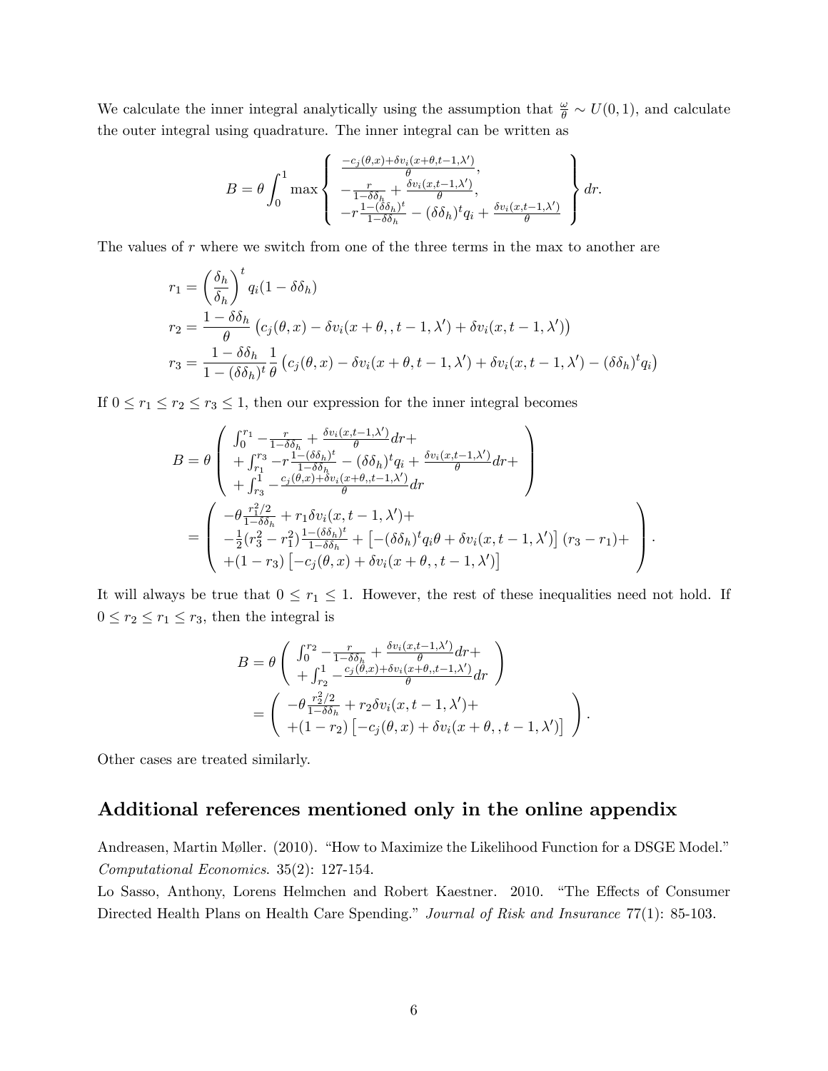We calculate the inner integral analytically using the assumption that $\frac{\omega}{\theta} \sim U(0,1)$, and calculate the outer integral using quadrature. The inner integral can be written as

$$B = \theta \int_0^1 \max \left\{ \begin{array}{c} \frac{-c_j(\theta,x)+\delta v_i(x+\theta,t-1,\lambda')}{\theta}, \\ -\frac{r}{1-\delta\delta_h} + \frac{\delta v_i(x,t-1,\lambda')}{\theta}, \\ -r\frac{1-(\delta\delta_h)^t}{1-\delta\delta_h} - (\delta\delta_h)^t q_i + \frac{\delta v_i(x,t-1,\lambda')}{\theta} \end{array} \right\} dr.$$

The values of $r$ where we switch from one of the three terms in the max to another are

$$\begin{aligned}
r_1 &= \left(\frac{\delta_h}{\delta_h}\right)^t q_i(1-\delta\delta_h) \\
r_2 &= \frac{1-\delta\delta_h}{\theta}\left(c_j(\theta,x) - \delta v_i(x+\theta,,t-1,\lambda') + \delta v_i(x,t-1,\lambda')\right) \\
r_3 &= \frac{1-\delta\delta_h}{1-(\delta\delta_h)^t}\frac{1}{\theta}\left(c_j(\theta,x) - \delta v_i(x+\theta,t-1,\lambda') + \delta v_i(x,t-1,\lambda') - (\delta\delta_h)^t q_i\right)
\end{aligned}$$

If $0 \le r_1 \le r_2 \le r_3 \le 1$, then our expression for the inner integral becomes

$$\begin{aligned}
B &= \theta \left( \begin{array}{l} \int_0^{r_1} -\frac{r}{1-\delta\delta_h} + \frac{\delta v_i(x,t-1,\lambda')}{\theta} dr + \\ + \int_{r_1}^{r_3} -r\frac{1-(\delta\delta_h)^t}{1-\delta\delta_h} - (\delta\delta_h)^t q_i + \frac{\delta v_i(x,t-1,\lambda')}{\theta} dr + \\ + \int_{r_3}^1 -\frac{c_j(\theta,x)+\delta v_i(x+\theta,,t-1,\lambda')}{\theta} dr \end{array} \right) \\
&= \left( \begin{array}{l} -\theta\frac{r_1^2/2}{1-\delta\delta_h} + r_1 \delta v_i(x,t-1,\lambda') + \\ -\frac{1}{2}(r_3^2 - r_1^2)\frac{1-(\delta\delta_h)^t}{1-\delta\delta_h} + \left[-(\delta\delta_h)^t q_i\theta + \delta v_i(x,t-1,\lambda')\right](r_3 - r_1) + \\ +(1-r_3)\left[-c_j(\theta,x) + \delta v_i(x+\theta,,t-1,\lambda')\right] \end{array} \right).
\end{aligned}$$

It will always be true that $0 \le r_1 \le 1$. However, the rest of these inequalities need not hold. If $0 \le r_2 \le r_1 \le r_3$, then the integral is

$$\begin{aligned}
B &= \theta \left( \begin{array}{l} \int_0^{r_2} -\frac{r}{1-\delta\delta_h} + \frac{\delta v_i(x,t-1,\lambda')}{\theta} dr + \\ + \int_{r_2}^1 -\frac{c_j(\theta,x)+\delta v_i(x+\theta,,t-1,\lambda')}{\theta} dr \end{array} \right) \\
&= \left( \begin{array}{l} -\theta\frac{r_2^2/2}{1-\delta\delta_h} + r_2 \delta v_i(x,t-1,\lambda') + \\ +(1-r_2)\left[-c_j(\theta,x) + \delta v_i(x+\theta,,t-1,\lambda')\right] \end{array} \right).
\end{aligned}$$

Other cases are treated similarly.

## Additional references mentioned only in the online appendix

Andreasen, Martin Møller. (2010). "How to Maximize the Likelihood Function for a DSGE Model." *Computational Economics*. 35(2): 127-154.

Lo Sasso, Anthony, Lorens Helmchen and Robert Kaestner. 2010. "The Effects of Consumer Directed Health Plans on Health Care Spending." *Journal of Risk and Insurance* 77(1): 85-103.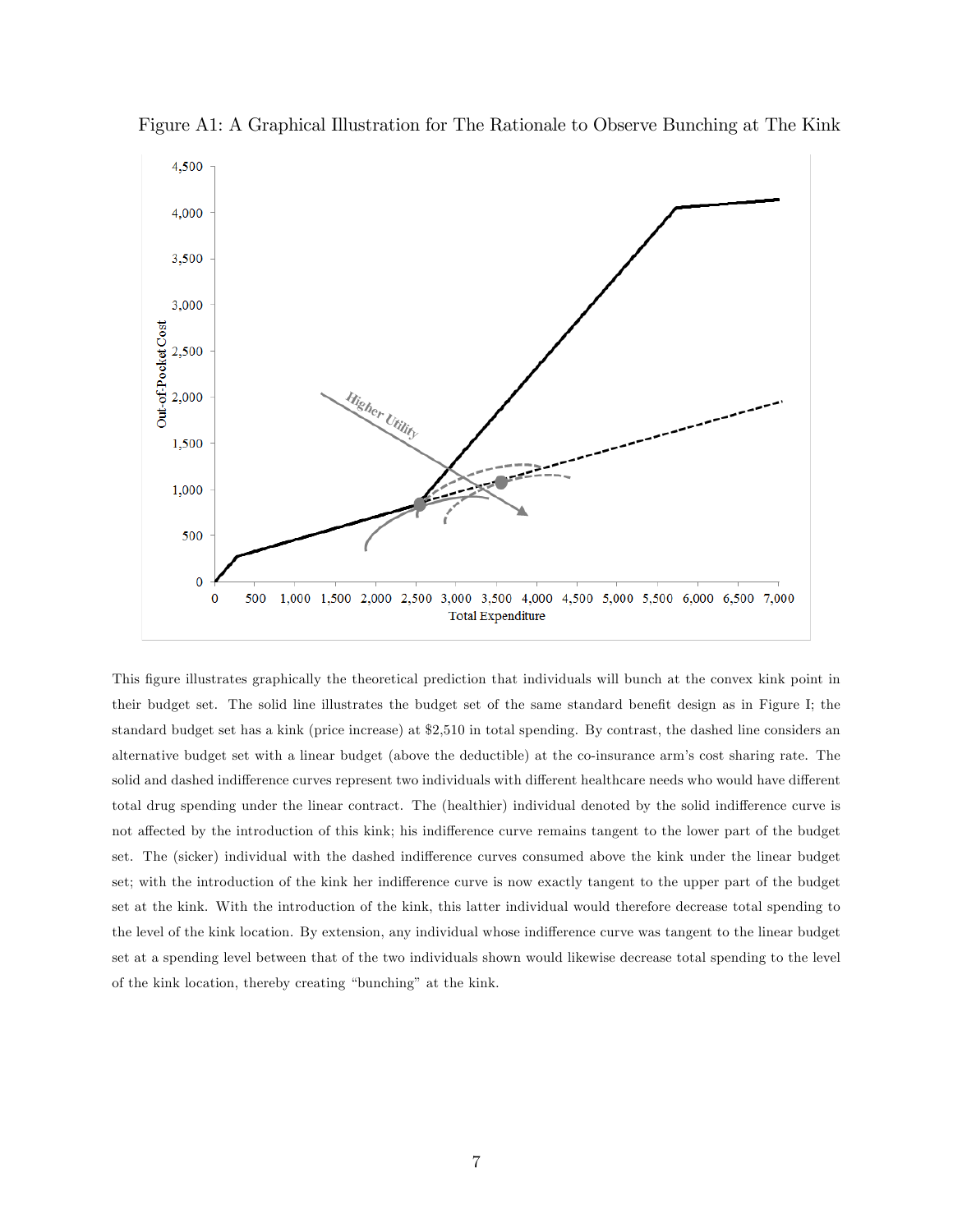Figure A1: A Graphical Illustration for The Rationale to Observe Bunching at The Kink

This figure illustrates graphically the theoretical prediction that individuals will bunch at the convex kink point in their budget set. The solid line illustrates the budget set of the same standard benefit design as in Figure I; the standard budget set has a kink (price increase) at $2,510 in total spending. By contrast, the dashed line considers an alternative budget set with a linear budget (above the deductible) at the co-insurance arm's cost sharing rate. The solid and dashed indifference curves represent two individuals with different healthcare needs who would have different total drug spending under the linear contract. The (healthier) individual denoted by the solid indifference curve is not affected by the introduction of this kink; his indifference curve remains tangent to the lower part of the budget set. The (sicker) individual with the dashed indifference curves consumed above the kink under the linear budget set; with the introduction of the kink her indifference curve is now exactly tangent to the upper part of the budget set at the kink. With the introduction of the kink, this latter individual would therefore decrease total spending to the level of the kink location. By extension, any individual whose indifference curve was tangent to the linear budget set at a spending level between that of the two individuals shown would likewise decrease total spending to the level of the kink location, thereby creating "bunching" at the kink.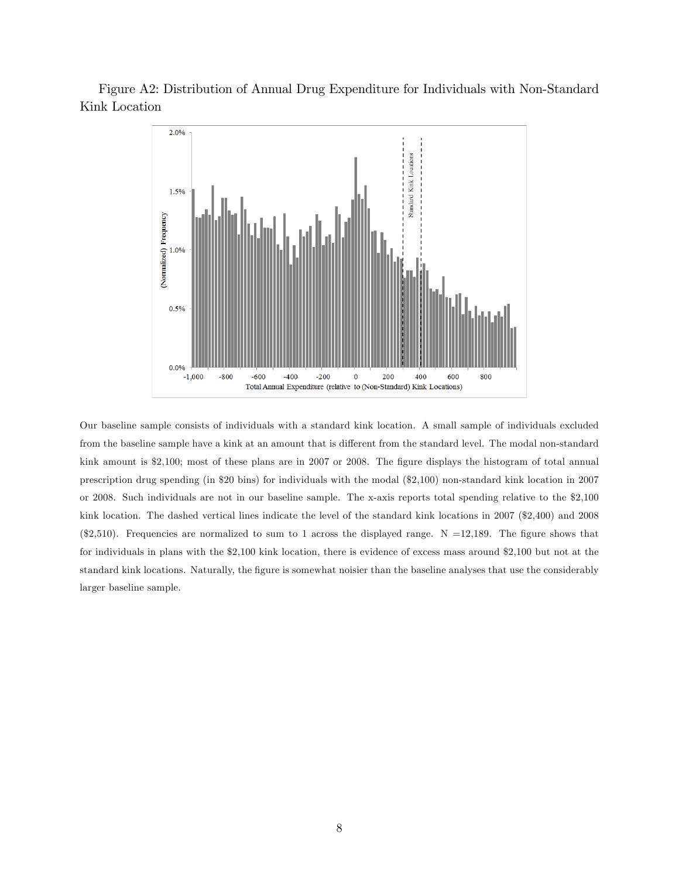Figure A2: Distribution of Annual Drug Expenditure for Individuals with Non-Standard Kink Location

Our baseline sample consists of individuals with a standard kink location. A small sample of individuals excluded from the baseline sample have a kink at an amount that is different from the standard level. The modal non-standard kink amount is $2,100; most of these plans are in 2007 or 2008. The figure displays the histogram of total annual prescription drug spending (in $20 bins) for individuals with the modal ($2,100) non-standard kink location in 2007 or 2008. Such individuals are not in our baseline sample. The x-axis reports total spending relative to the $2,100 kink location. The dashed vertical lines indicate the level of the standard kink locations in 2007 ($2,400) and 2008 ($2,510). Frequencies are normalized to sum to 1 across the displayed range. N =12,189. The figure shows that for individuals in plans with the $2,100 kink location, there is evidence of excess mass around $2,100 but not at the standard kink locations. Naturally, the figure is somewhat noisier than the baseline analyses that use the considerably larger baseline sample.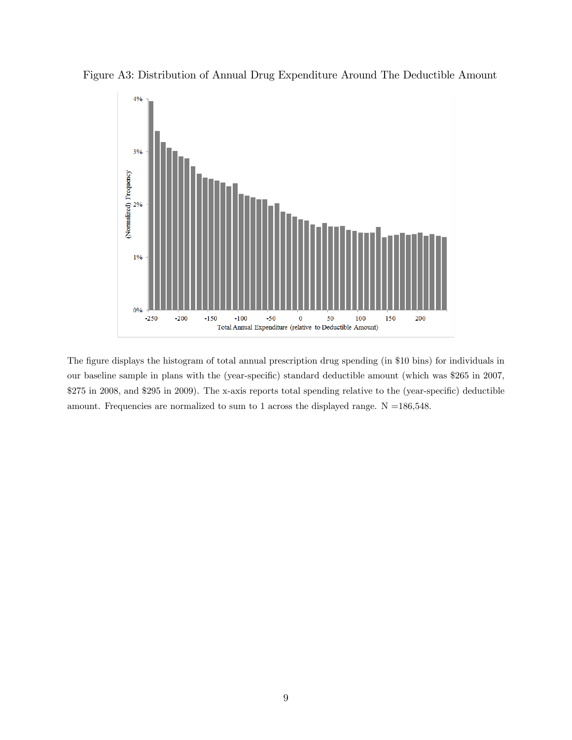Figure A3: Distribution of Annual Drug Expenditure Around The Deductible Amount

The figure displays the histogram of total annual prescription drug spending (in \$10 bins) for individuals in our baseline sample in plans with the (year-specific) standard deductible amount (which was \$265 in 2007, \$275 in 2008, and \$295 in 2009). The x-axis reports total spending relative to the (year-specific) deductible amount. Frequencies are normalized to sum to 1 across the displayed range. N =186,548.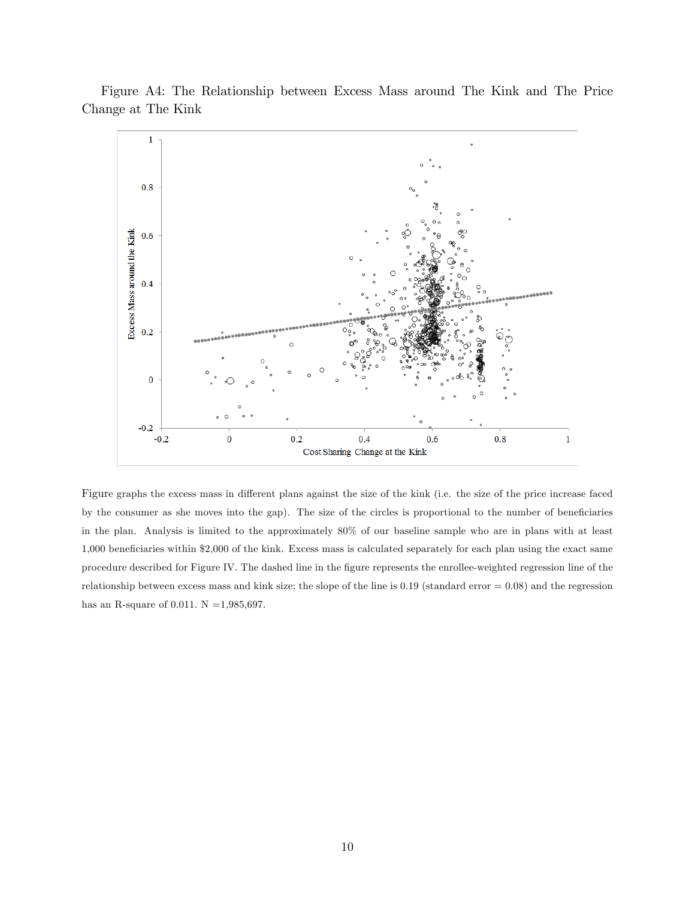Figure A4: The Relationship between Excess Mass around The Kink and The Price Change at The Kink

Figure graphs the excess mass in different plans against the size of the kink (i.e. the size of the price increase faced by the consumer as she moves into the gap). The size of the circles is proportional to the number of beneficiaries in the plan. Analysis is limited to the approximately 80% of our baseline sample who are in plans with at least 1,000 beneficiaries within \$2,000 of the kink. Excess mass is calculated separately for each plan using the exact same procedure described for Figure IV. The dashed line in the figure represents the enrollee-weighted regression line of the relationship between excess mass and kink size; the slope of the line is 0.19 (standard error = 0.08) and the regression has an R-square of 0.011. N =1,985,697.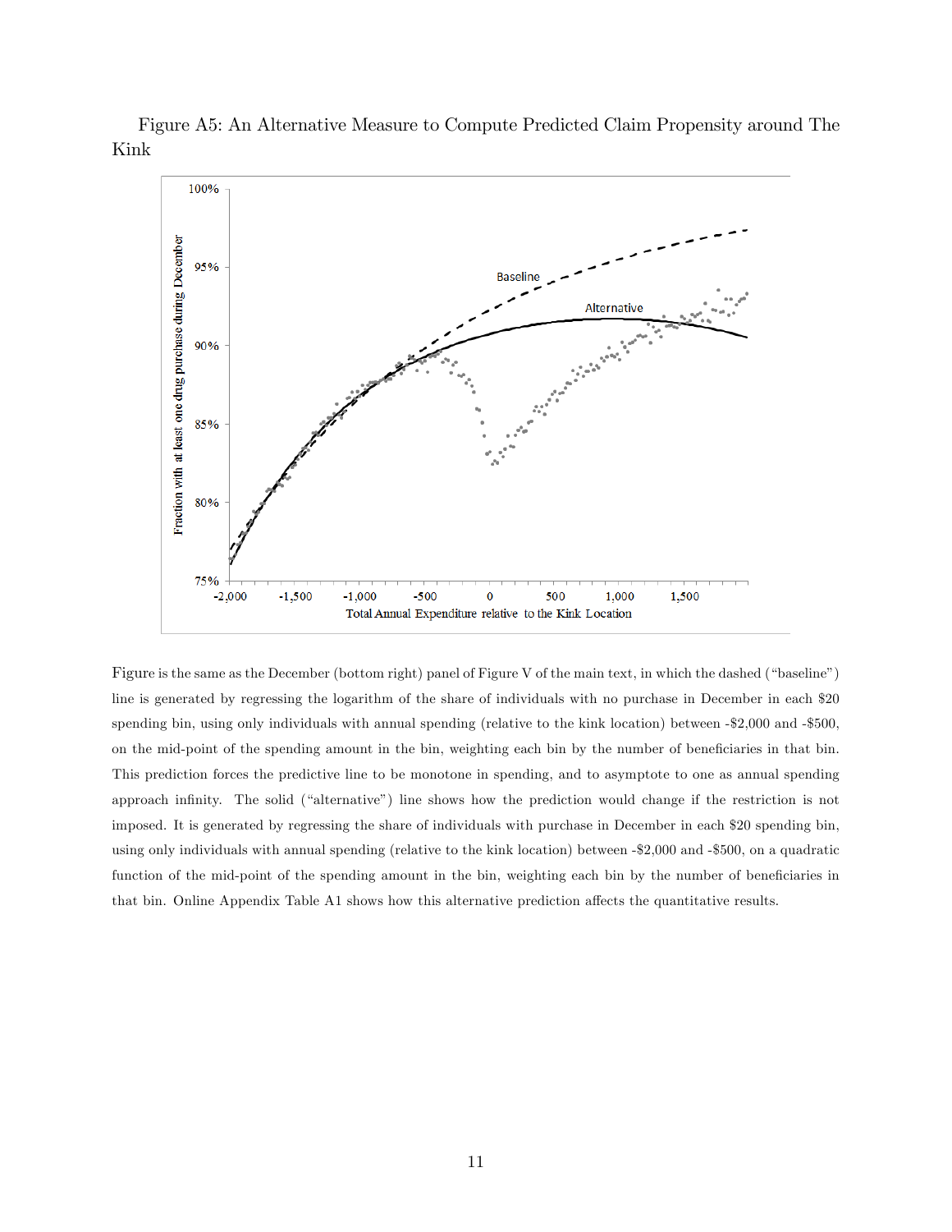Figure A5: An Alternative Measure to Compute Predicted Claim Propensity around The Kink

Figure is the same as the December (bottom right) panel of Figure V of the main text, in which the dashed ("baseline") line is generated by regressing the logarithm of the share of individuals with no purchase in December in each $20 spending bin, using only individuals with annual spending (relative to the kink location) between -$2,000 and -$500, on the mid-point of the spending amount in the bin, weighting each bin by the number of beneficiaries in that bin. This prediction forces the predictive line to be monotone in spending, and to asymptote to one as annual spending approach infinity. The solid ("alternative") line shows how the prediction would change if the restriction is not imposed. It is generated by regressing the share of individuals with purchase in December in each $20 spending bin, using only individuals with annual spending (relative to the kink location) between -$2,000 and -$500, on a quadratic function of the mid-point of the spending amount in the bin, weighting each bin by the number of beneficiaries in that bin. Online Appendix Table A1 shows how this alternative prediction affects the quantitative results.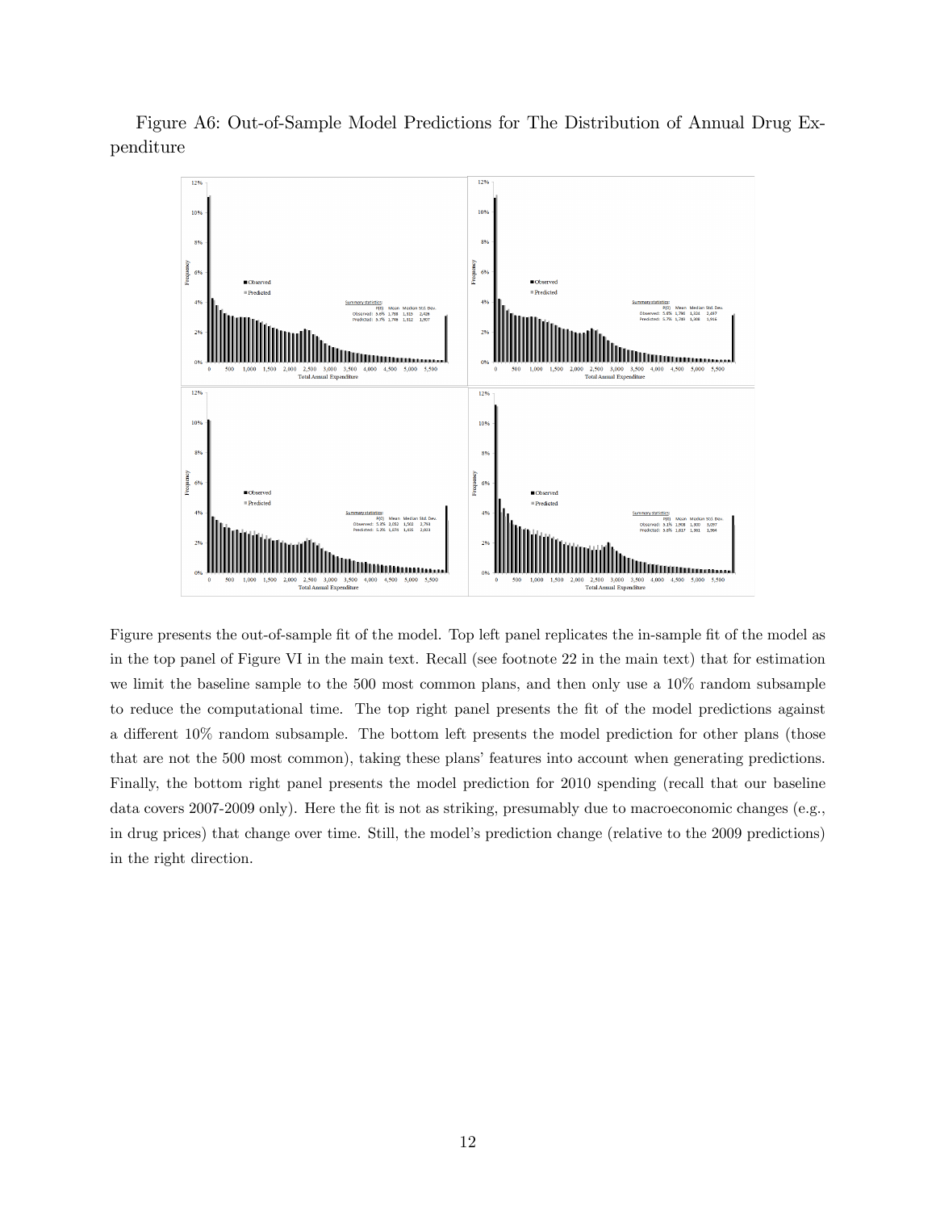Figure A6: Out-of-Sample Model Predictions for The Distribution of Annual Drug Expenditure

Figure presents the out-of-sample fit of the model. Top left panel replicates the in-sample fit of the model as in the top panel of Figure VI in the main text. Recall (see footnote 22 in the main text) that for estimation we limit the baseline sample to the 500 most common plans, and then only use a 10% random subsample to reduce the computational time. The top right panel presents the fit of the model predictions against a different 10% random subsample. The bottom left presents the model prediction for other plans (those that are not the 500 most common), taking these plans' features into account when generating predictions. Finally, the bottom right panel presents the model prediction for 2010 spending (recall that our baseline data covers 2007-2009 only). Here the fit is not as striking, presumably due to macroeconomic changes (e.g., in drug prices) that change over time. Still, the model's prediction change (relative to the 2009 predictions) in the right direction.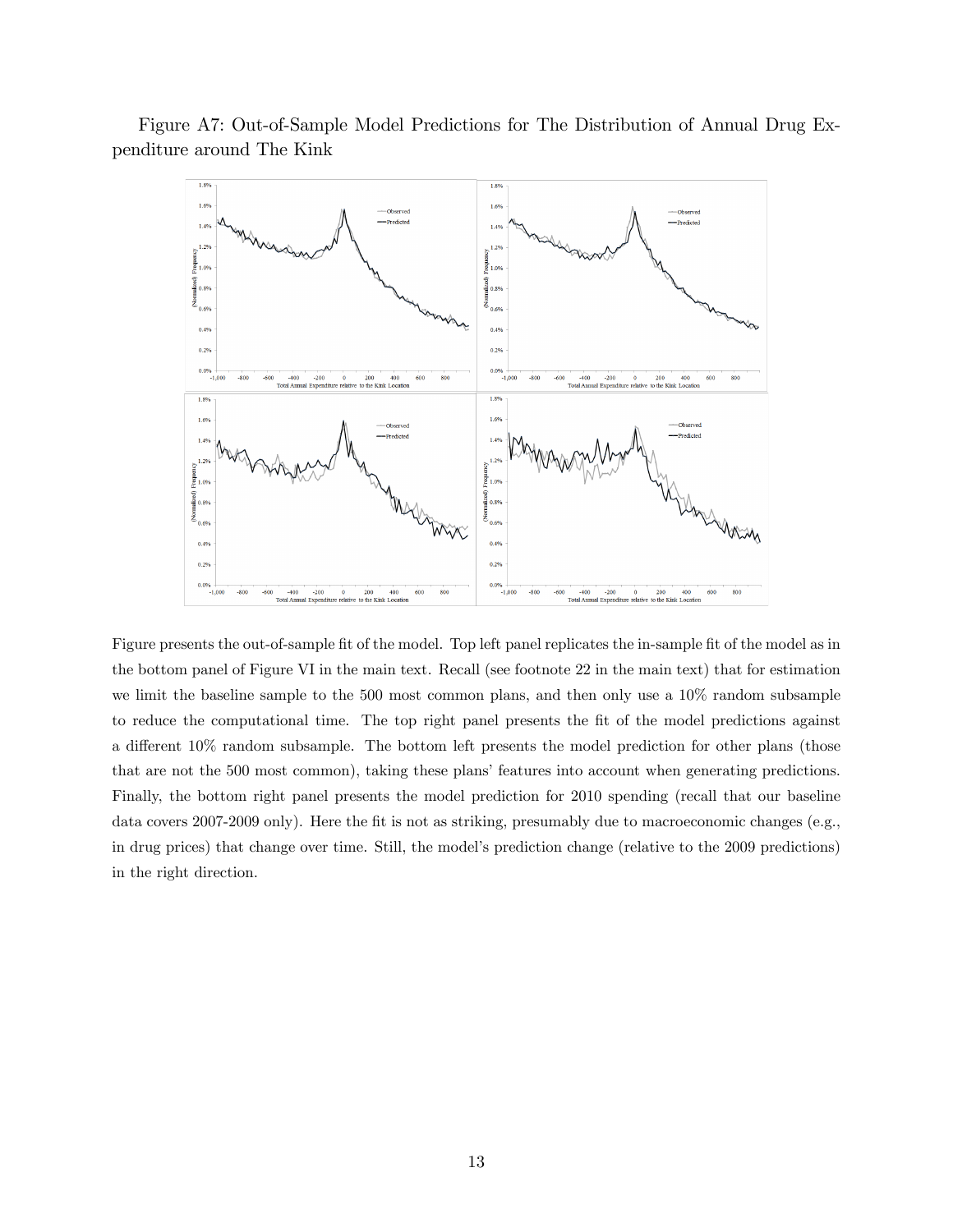Figure A7: Out-of-Sample Model Predictions for The Distribution of Annual Drug Expenditure around The Kink

Figure presents the out-of-sample fit of the model. Top left panel replicates the in-sample fit of the model as in the bottom panel of Figure VI in the main text. Recall (see footnote 22 in the main text) that for estimation we limit the baseline sample to the 500 most common plans, and then only use a 10% random subsample to reduce the computational time. The top right panel presents the fit of the model predictions against a different 10% random subsample. The bottom left presents the model prediction for other plans (those that are not the 500 most common), taking these plans' features into account when generating predictions. Finally, the bottom right panel presents the model prediction for 2010 spending (recall that our baseline data covers 2007-2009 only). Here the fit is not as striking, presumably due to macroeconomic changes (e.g., in drug prices) that change over time. Still, the model's prediction change (relative to the 2009 predictions) in the right direction.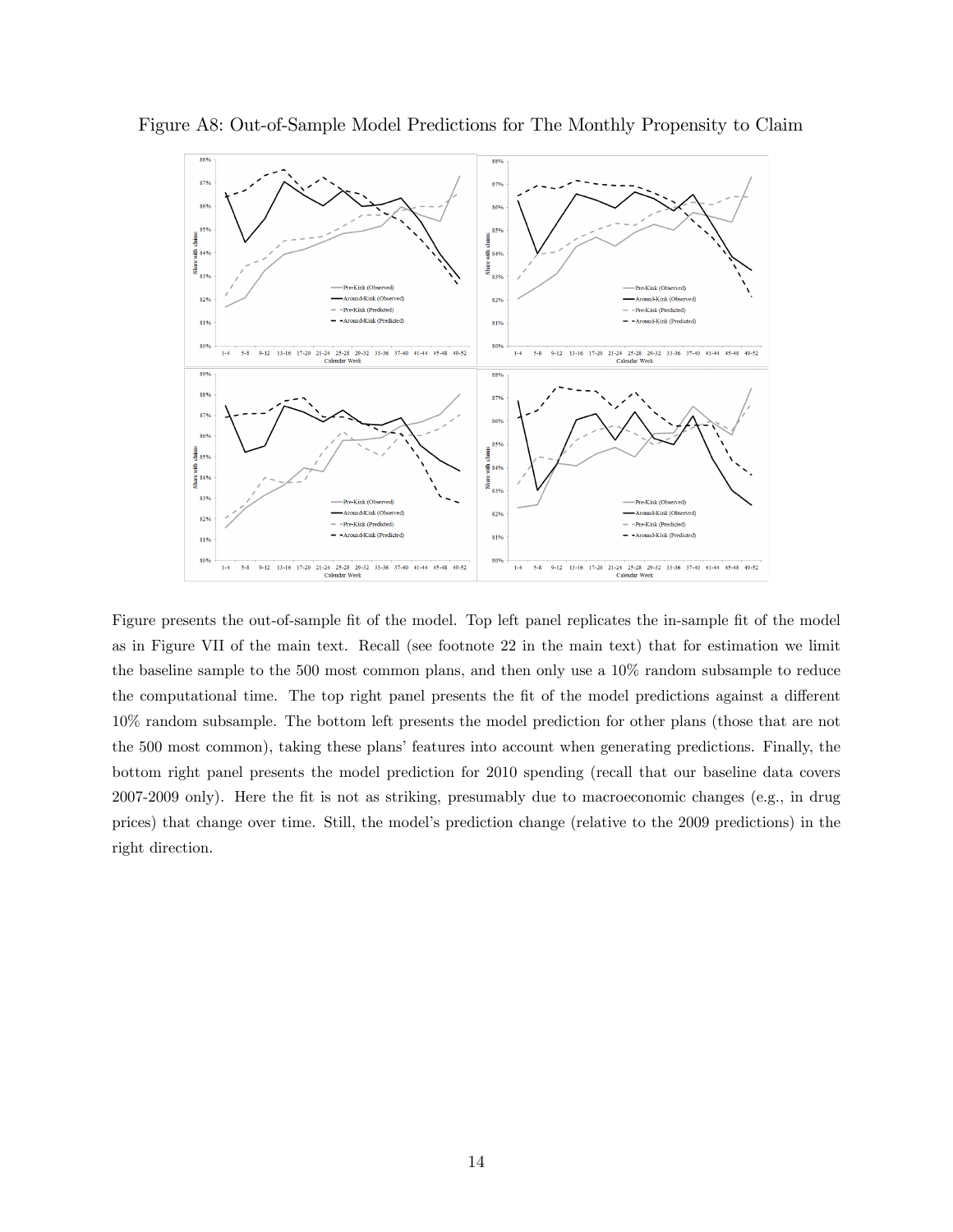Figure A8: Out-of-Sample Model Predictions for The Monthly Propensity to Claim

Figure presents the out-of-sample fit of the model. Top left panel replicates the in-sample fit of the model as in Figure VII of the main text. Recall (see footnote 22 in the main text) that for estimation we limit the baseline sample to the 500 most common plans, and then only use a 10% random subsample to reduce the computational time. The top right panel presents the fit of the model predictions against a different 10% random subsample. The bottom left presents the model prediction for other plans (those that are not the 500 most common), taking these plans' features into account when generating predictions. Finally, the bottom right panel presents the model prediction for 2010 spending (recall that our baseline data covers 2007-2009 only). Here the fit is not as striking, presumably due to macroeconomic changes (e.g., in drug prices) that change over time. Still, the model's prediction change (relative to the 2009 predictions) in the right direction.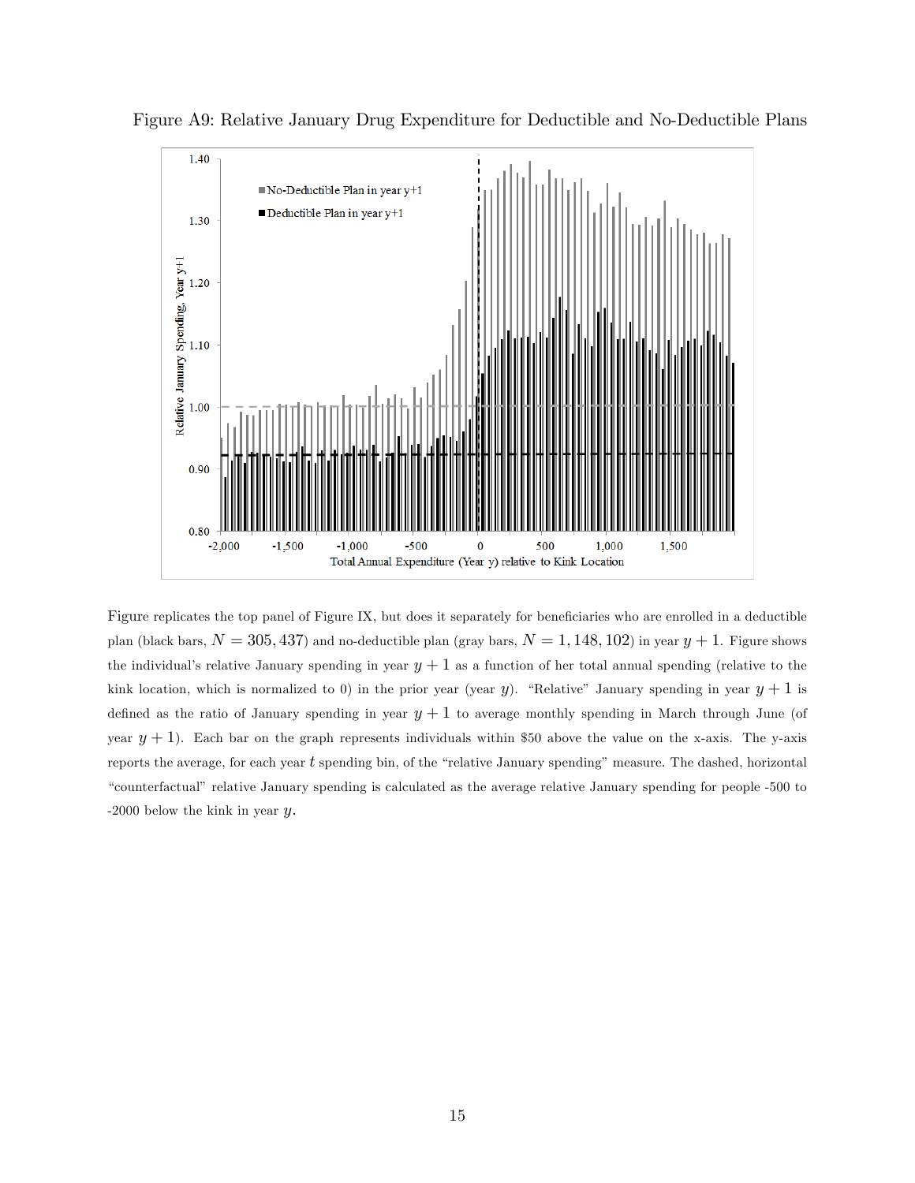Figure A9: Relative January Drug Expenditure for Deductible and No-Deductible Plans

Figure replicates the top panel of Figure IX, but does it separately for beneficiaries who are enrolled in a deductible plan (black bars, $N = 305,437$) and no-deductible plan (gray bars, $N = 1,148,102$) in year $y+1$. Figure shows the individual's relative January spending in year $y+1$ as a function of her total annual spending (relative to the kink location, which is normalized to 0) in the prior year (year $y$). "Relative" January spending in year $y+1$ is defined as the ratio of January spending in year $y+1$ to average monthly spending in March through June (of year $y+1$). Each bar on the graph represents individuals within \$50 above the value on the x-axis. The y-axis reports the average, for each year $t$ spending bin, of the "relative January spending" measure. The dashed, horizontal "counterfactual" relative January spending is calculated as the average relative January spending for people -500 to -2000 below the kink in year $y$.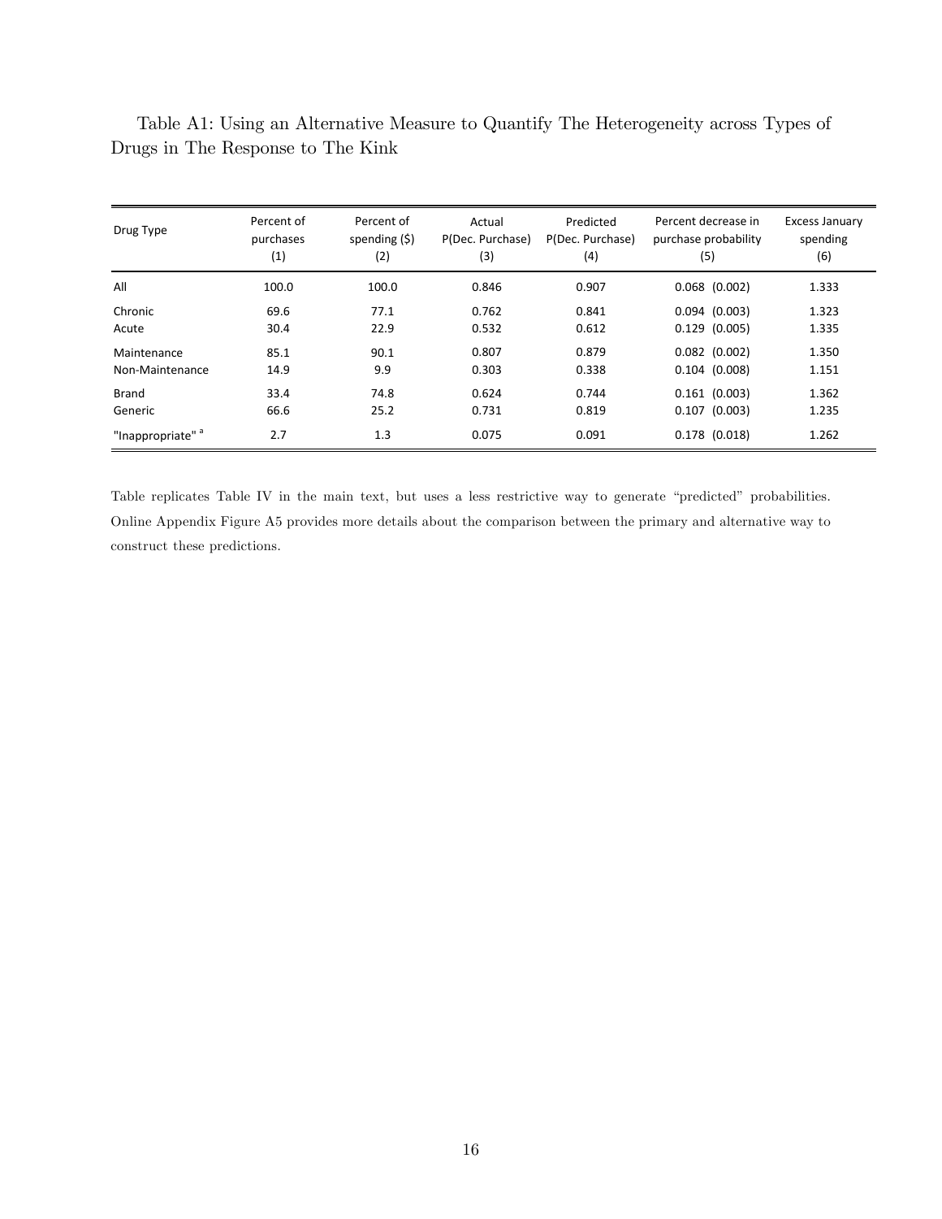Table A1: Using an Alternative Measure to Quantify The Heterogeneity across Types of Drugs in The Response to The Kink

| Drug Type | Percent of purchases (1) | Percent of spending ($) (2) | Actual P(Dec. Purchase) (3) | Predicted P(Dec. Purchase) (4) | Percent decrease in purchase probability (5) | Excess January spending (6) |
|---|---|---|---|---|---|---|
| All | 100.0 | 100.0 | 0.846 | 0.907 | 0.068 (0.002) | 1.333 |
| Chronic | 69.6 | 77.1 | 0.762 | 0.841 | 0.094 (0.003) | 1.323 |
| Acute | 30.4 | 22.9 | 0.532 | 0.612 | 0.129 (0.005) | 1.335 |
| Maintenance | 85.1 | 90.1 | 0.807 | 0.879 | 0.082 (0.002) | 1.350 |
| Non-Maintenance | 14.9 | 9.9 | 0.303 | 0.338 | 0.104 (0.008) | 1.151 |
| Brand | 33.4 | 74.8 | 0.624 | 0.744 | 0.161 (0.003) | 1.362 |
| Generic | 66.6 | 25.2 | 0.731 | 0.819 | 0.107 (0.003) | 1.235 |
| "Inappropriate" [a] | 2.7 | 1.3 | 0.075 | 0.091 | 0.178 (0.018) | 1.262 |

Table replicates Table IV in the main text, but uses a less restrictive way to generate "predicted" probabilities. Online Appendix Figure A5 provides more details about the comparison between the primary and alternative way to construct these predictions.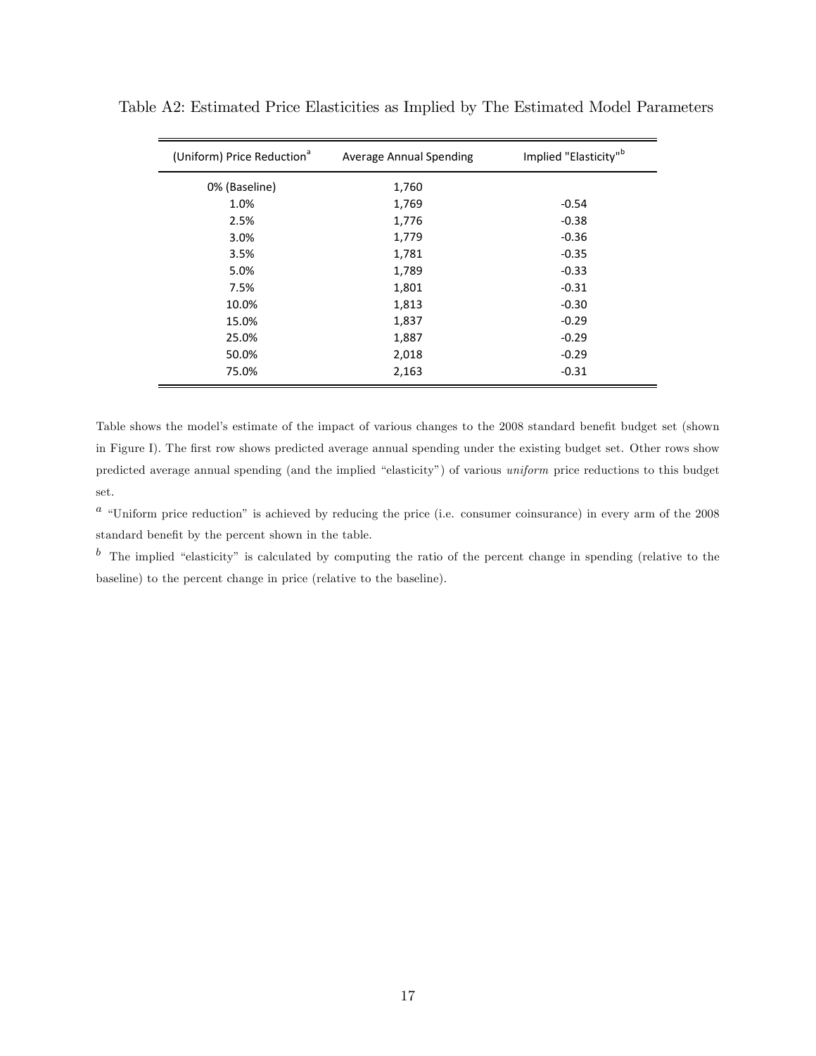Table A2: Estimated Price Elasticities as Implied by The Estimated Model Parameters

| (Uniform) Price Reduction[a] | Average Annual Spending | Implied "Elasticity"[b] |
|---|---|---|
| 0% (Baseline) | 1,760 | |
| 1.0% | 1,769 | -0.54 |
| 2.5% | 1,776 | -0.38 |
| 3.0% | 1,779 | -0.36 |
| 3.5% | 1,781 | -0.35 |
| 5.0% | 1,789 | -0.33 |
| 7.5% | 1,801 | -0.31 |
| 10.0% | 1,813 | -0.30 |
| 15.0% | 1,837 | -0.29 |
| 25.0% | 1,887 | -0.29 |
| 50.0% | 2,018 | -0.29 |
| 75.0% | 2,163 | -0.31 |

Table shows the model's estimate of the impact of various changes to the 2008 standard benefit budget set (shown in Figure I). The first row shows predicted average annual spending under the existing budget set. Other rows show predicted average annual spending (and the implied "elasticity") of various *uniform* price reductions to this budget set.

[a] "Uniform price reduction" is achieved by reducing the price (i.e. consumer coinsurance) in every arm of the 2008 standard benefit by the percent shown in the table.

[b] The implied "elasticity" is calculated by computing the ratio of the percent change in spending (relative to the baseline) to the percent change in price (relative to the baseline).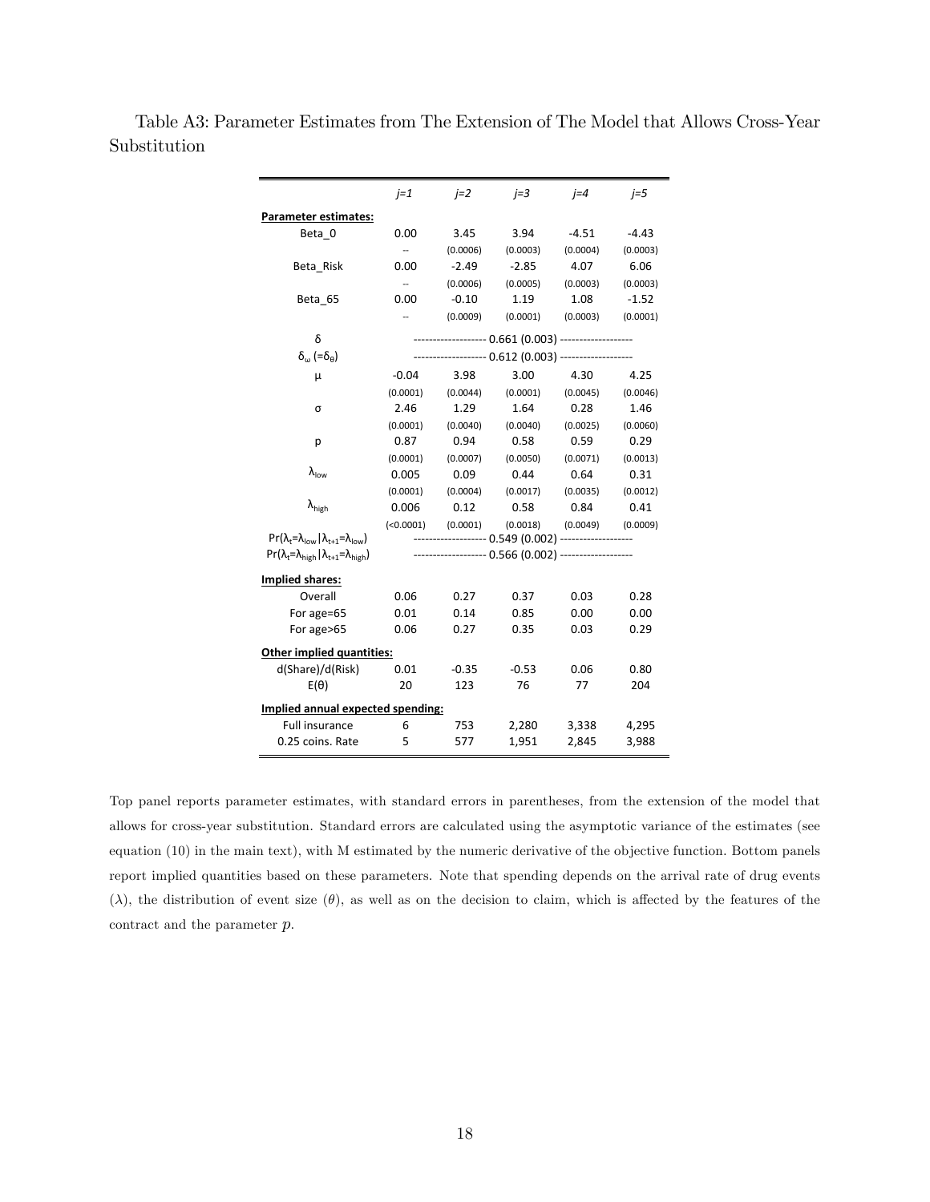Table A3: Parameter Estimates from The Extension of The Model that Allows Cross-Year Substitution

| | *j=1* | *j=2* | *j=3* | *j=4* | *j=5* |
|---|---|---|---|---|---|
| **Parameter estimates:** | | | | | |
| Beta_0 | 0.00 | 3.45 | 3.94 | -4.51 | -4.43 |
| | -- | (0.0006) | (0.0003) | (0.0004) | (0.0003) |
| Beta_Risk | 0.00 | -2.49 | -2.85 | 4.07 | 6.06 |
| | -- | (0.0006) | (0.0005) | (0.0003) | (0.0003) |
| Beta_65 | 0.00 | -0.10 | 1.19 | 1.08 | -1.52 |
| | -- | (0.0009) | (0.0001) | (0.0003) | (0.0001) |
| $\delta$ | 0.661 (0.003) | | | | |
| $\delta_\omega$ (=$\delta_\theta$) | 0.612 (0.003) | | | | |
| $\mu$ | -0.04 | 3.98 | 3.00 | 4.30 | 4.25 |
| | (0.0001) | (0.0044) | (0.0001) | (0.0045) | (0.0046) |
| $\sigma$ | 2.46 | 1.29 | 1.64 | 0.28 | 1.46 |
| | (0.0001) | (0.0040) | (0.0040) | (0.0025) | (0.0060) |
| p | 0.87 | 0.94 | 0.58 | 0.59 | 0.29 |
| | (0.0001) | (0.0007) | (0.0050) | (0.0071) | (0.0013) |
| $\lambda_{low}$ | 0.005 | 0.09 | 0.44 | 0.64 | 0.31 |
| | (0.0001) | (0.0004) | (0.0017) | (0.0035) | (0.0012) |
| $\lambda_{high}$ | 0.006 | 0.12 | 0.58 | 0.84 | 0.41 |
| | (<0.0001) | (0.0001) | (0.0018) | (0.0049) | (0.0009) |
| $Pr(\lambda_t=\lambda_{low} \mid \lambda_{t+1}=\lambda_{low})$ | 0.549 (0.002) | | | | |
| $Pr(\lambda_t=\lambda_{high} \mid \lambda_{t+1}=\lambda_{high})$ | 0.566 (0.002) | | | | |
| **Implied shares:** | | | | | |
| Overall | 0.06 | 0.27 | 0.37 | 0.03 | 0.28 |
| For age=65 | 0.01 | 0.14 | 0.85 | 0.00 | 0.00 |
| For age>65 | 0.06 | 0.27 | 0.35 | 0.03 | 0.29 |
| **Other implied quantities:** | | | | | |
| d(Share)/d(Risk) | 0.01 | -0.35 | -0.53 | 0.06 | 0.80 |
| E($\theta$) | 20 | 123 | 76 | 77 | 204 |
| **Implied annual expected spending:** | | | | | |
| Full insurance | 6 | 753 | 2,280 | 3,338 | 4,295 |
| 0.25 coins. Rate | 5 | 577 | 1,951 | 2,845 | 3,988 |

Top panel reports parameter estimates, with standard errors in parentheses, from the extension of the model that allows for cross-year substitution. Standard errors are calculated using the asymptotic variance of the estimates (see equation (10) in the main text), with M estimated by the numeric derivative of the objective function. Bottom panels report implied quantities based on these parameters. Note that spending depends on the arrival rate of drug events ($\lambda$), the distribution of event size ($\theta$), as well as on the decision to claim, which is affected by the features of the contract and the parameter $p$.